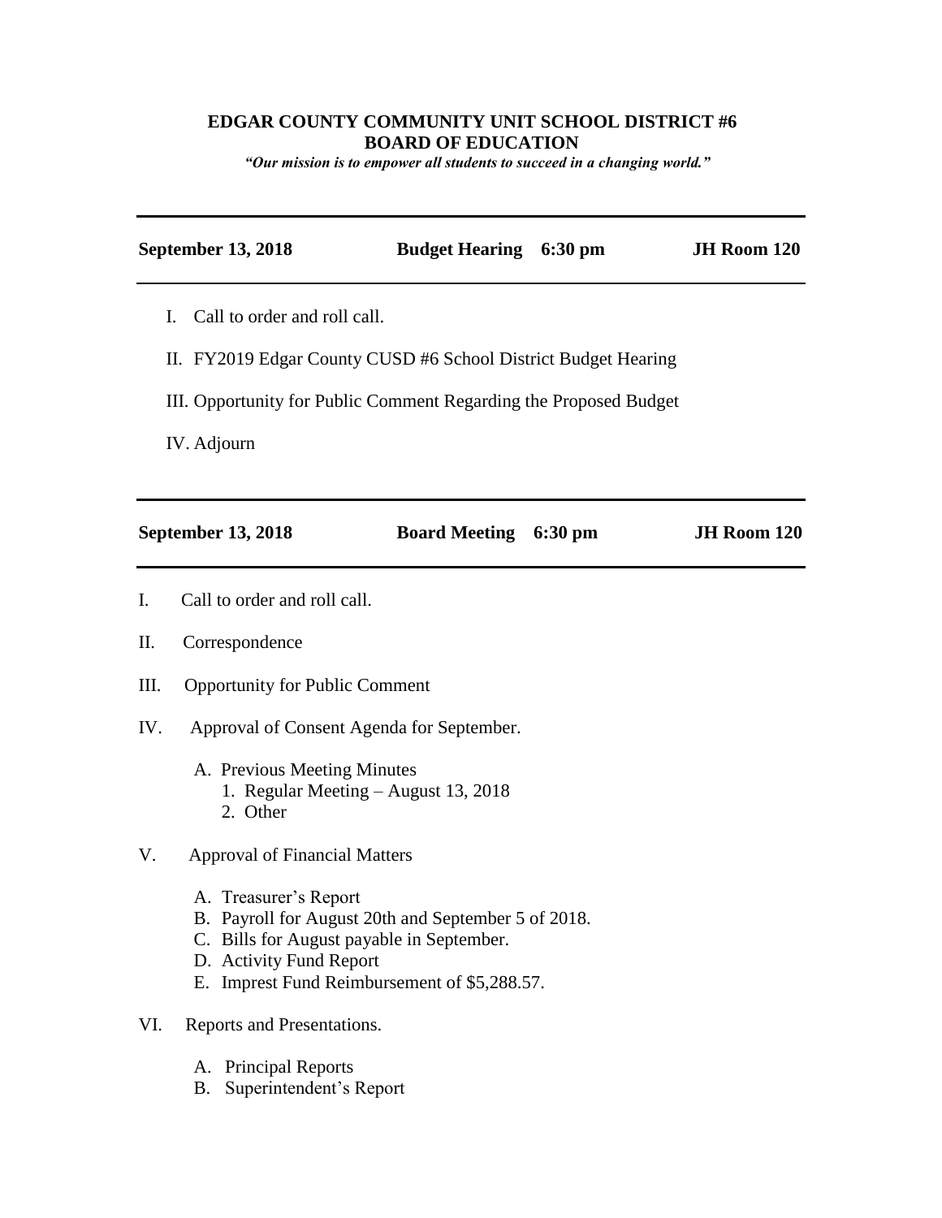# EDGAR COUNTY COMMUNITY UNIT SCHOOL DISTRICT #6
## BOARD OF EDUCATION

***"Our mission is to empower all students to succeed in a changing world."***

---

**September 13, 2018** **Budget Hearing 6:30 pm** **JH Room 120**

---

I. Call to order and roll call.

II. FY2019 Edgar County CUSD #6 School District Budget Hearing

III. Opportunity for Public Comment Regarding the Proposed Budget

IV. Adjourn

---

**September 13, 2018** **Board Meeting 6:30 pm** **JH Room 120**

---

I. Call to order and roll call.

II. Correspondence

III. Opportunity for Public Comment

IV. Approval of Consent Agenda for September.

   A. Previous Meeting Minutes
      1. Regular Meeting – August 13, 2018
      2. Other

V. Approval of Financial Matters

   A. Treasurer's Report
   B. Payroll for August 20th and September 5 of 2018.
   C. Bills for August payable in September.
   D. Activity Fund Report
   E. Imprest Fund Reimbursement of $5,288.57.

VI. Reports and Presentations.

   A. Principal Reports
   B. Superintendent's Report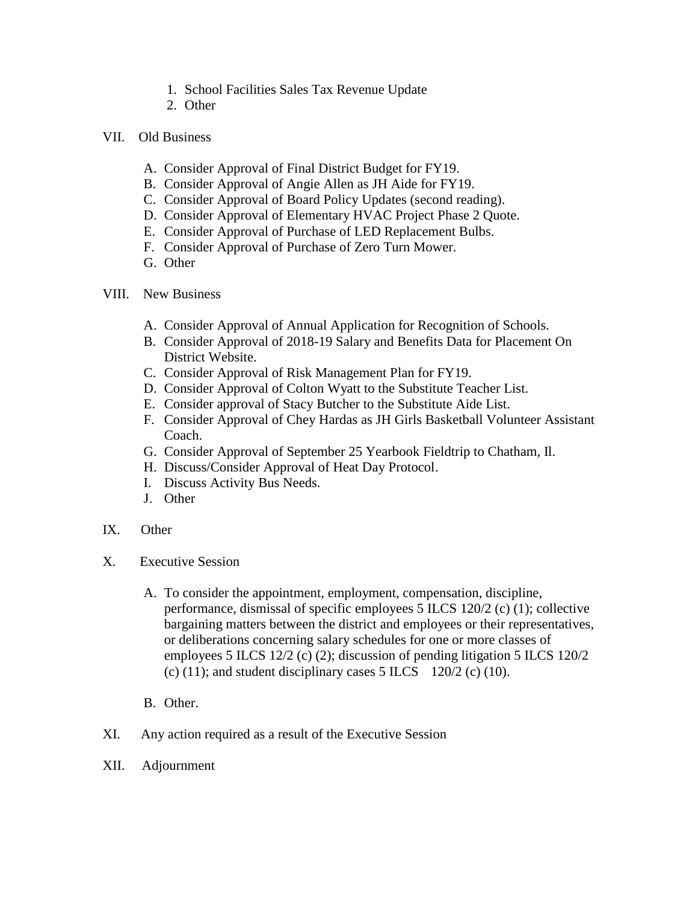1. School Facilities Sales Tax Revenue Update
2. Other

VII. Old Business

A. Consider Approval of Final District Budget for FY19.
B. Consider Approval of Angie Allen as JH Aide for FY19.
C. Consider Approval of Board Policy Updates (second reading).
D. Consider Approval of Elementary HVAC Project Phase 2 Quote.
E. Consider Approval of Purchase of LED Replacement Bulbs.
F. Consider Approval of Purchase of Zero Turn Mower.
G. Other

VIII. New Business

A. Consider Approval of Annual Application for Recognition of Schools.
B. Consider Approval of 2018-19 Salary and Benefits Data for Placement On District Website.
C. Consider Approval of Risk Management Plan for FY19.
D. Consider Approval of Colton Wyatt to the Substitute Teacher List.
E. Consider approval of Stacy Butcher to the Substitute Aide List.
F. Consider Approval of Chey Hardas as JH Girls Basketball Volunteer Assistant Coach.
G. Consider Approval of September 25 Yearbook Fieldtrip to Chatham, Il.
H. Discuss/Consider Approval of Heat Day Protocol.
I. Discuss Activity Bus Needs.
J. Other

IX. Other

X. Executive Session

A. To consider the appointment, employment, compensation, discipline, performance, dismissal of specific employees 5 ILCS 120/2 (c) (1); collective bargaining matters between the district and employees or their representatives, or deliberations concerning salary schedules for one or more classes of employees 5 ILCS 12/2 (c) (2); discussion of pending litigation 5 ILCS 120/2 (c) (11); and student disciplinary cases 5 ILCS 120/2 (c) (10).

B. Other.

XI. Any action required as a result of the Executive Session

XII. Adjournment